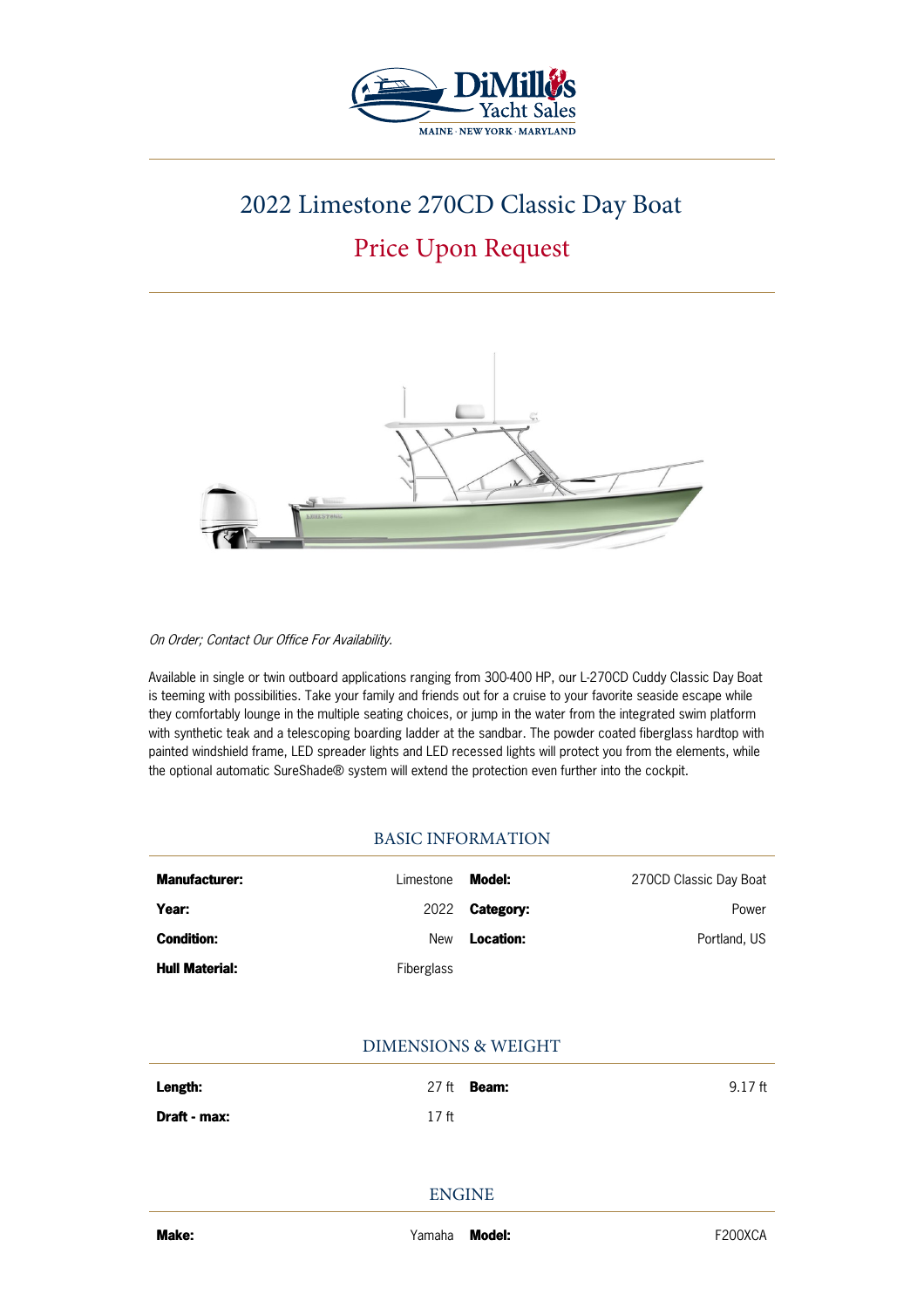# 2022 Limestone 270CD Classic Day Boat

## Price Upon Request

*On Order; Contact Our Office For Availability.*

Available in single or twin outboard applications ranging from 300-400 HP, our L-270CD Cuddy Classic Day Boat is teeming with possibilities. Take your family and friends out for a cruise to your favorite seaside escape while they comfortably lounge in the multiple seating choices, or jump in the water from the integrated swim platform with synthetic teak and a telescoping boarding ladder at the sandbar. The powder coated fiberglass hardtop with painted windshield frame, LED spreader lights and LED recessed lights will protect you from the elements, while the optional automatic SureShade® system will extend the protection even further into the cockpit.

### BASIC INFORMATION

| | | | |
|---|---|---|---|
| **Manufacturer:** | Limestone | **Model:** | 270CD Classic Day Boat |
| **Year:** | 2022 | **Category:** | Power |
| **Condition:** | New | **Location:** | Portland, US |
| **Hull Material:** | Fiberglass | | |

### DIMENSIONS & WEIGHT

| | | | |
|---|---|---|---|
| **Length:** | 27 ft | **Beam:** | 9.17 ft |
| **Draft - max:** | 17 ft | | |

### ENGINE

| | | | |
|---|---|---|---|
| **Make:** | Yamaha | **Model:** | F200XCA |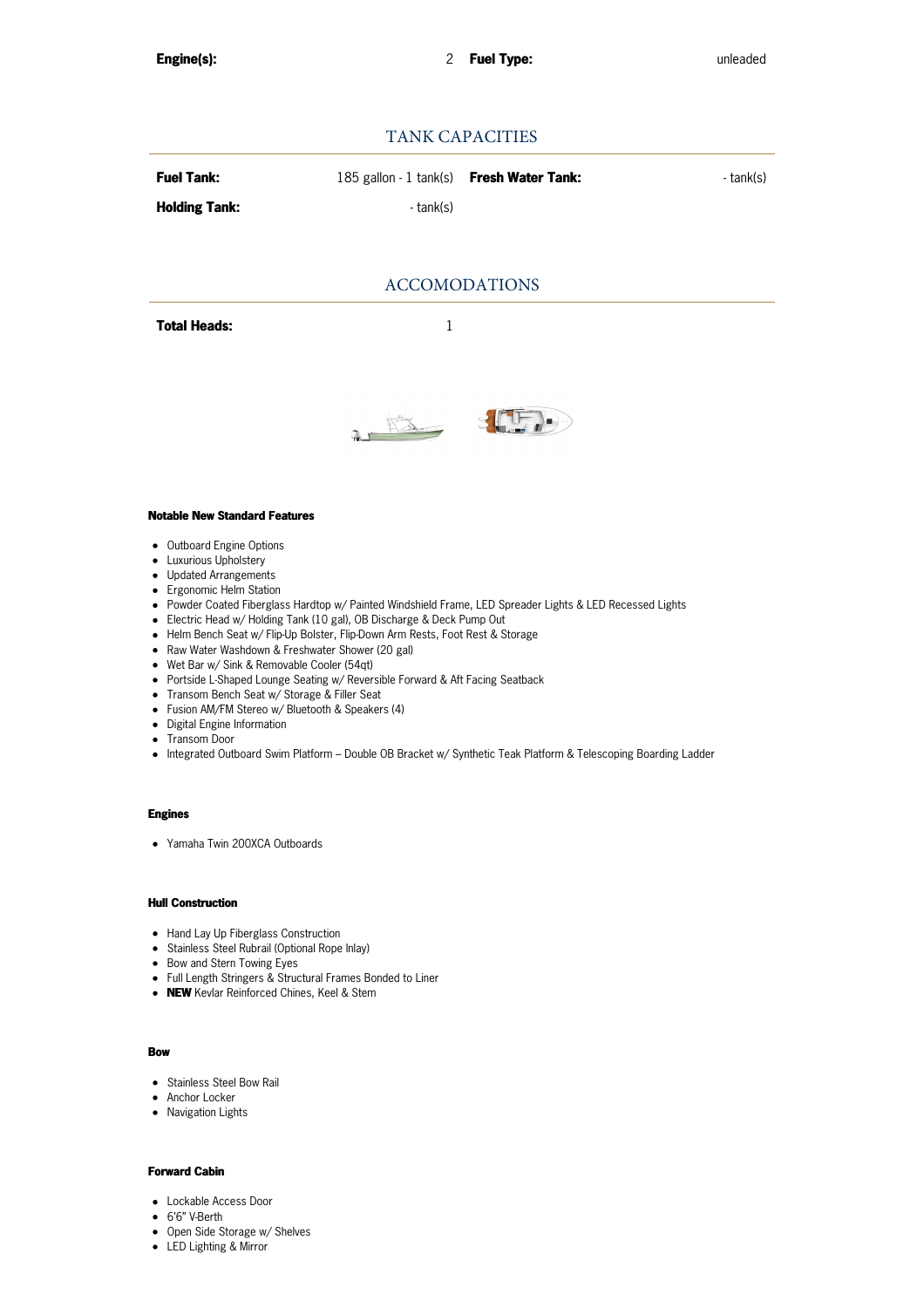| **Engine(s):** | 2 | **Fuel Type:** | unleaded |
| --- | --- | --- | --- |

## TANK CAPACITIES

| **Fuel Tank:** | 185 gallon - 1 tank(s) | **Fresh Water Tank:** | - tank(s) |
| --- | --- | --- | --- |
| **Holding Tank:** | - tank(s) | | |

## ACCOMODATIONS

| **Total Heads:** | 1 |
| --- | --- |

#### Notable New Standard Features

- Outboard Engine Options
- Luxurious Upholstery
- Updated Arrangements
- Ergonomic Helm Station
- Powder Coated Fiberglass Hardtop w/ Painted Windshield Frame, LED Spreader Lights & LED Recessed Lights
- Electric Head w/ Holding Tank (10 gal), OB Discharge & Deck Pump Out
- Helm Bench Seat w/ Flip-Up Bolster, Flip-Down Arm Rests, Foot Rest & Storage
- Raw Water Washdown & Freshwater Shower (20 gal)
- Wet Bar w/ Sink & Removable Cooler (54qt)
- Portside L-Shaped Lounge Seating w/ Reversible Forward & Aft Facing Seatback
- Transom Bench Seat w/ Storage & Filler Seat
- Fusion AM/FM Stereo w/ Bluetooth & Speakers (4)
- Digital Engine Information
- Transom Door
- Integrated Outboard Swim Platform – Double OB Bracket w/ Synthetic Teak Platform & Telescoping Boarding Ladder

#### Engines

- Yamaha Twin 200XCA Outboards

#### Hull Construction

- Hand Lay Up Fiberglass Construction
- Stainless Steel Rubrail (Optional Rope Inlay)
- Bow and Stern Towing Eyes
- Full Length Stringers & Structural Frames Bonded to Liner
- **NEW** Kevlar Reinforced Chines, Keel & Stem

#### Bow

- Stainless Steel Bow Rail
- Anchor Locker
- Navigation Lights

#### Forward Cabin

- Lockable Access Door
- 6'6" V-Berth
- Open Side Storage w/ Shelves
- LED Lighting & Mirror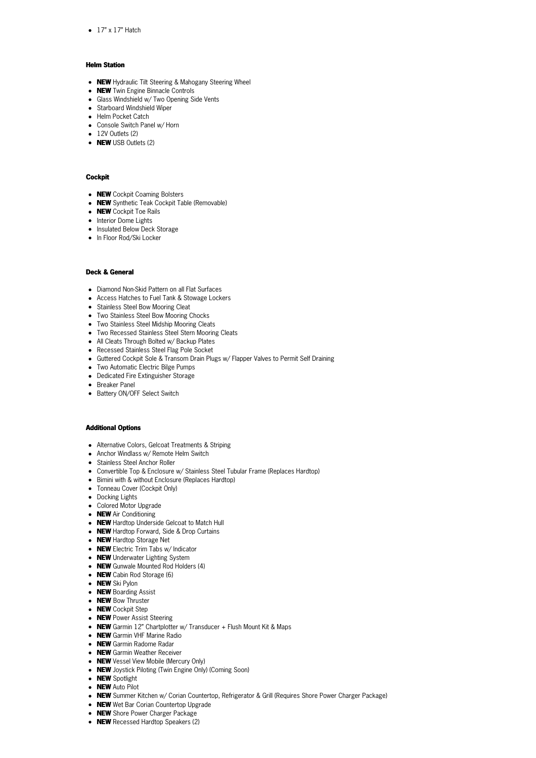- 17" x 17" Hatch

#### Helm Station

- **NEW** Hydraulic Tilt Steering & Mahogany Steering Wheel
- **NEW** Twin Engine Binnacle Controls
- Glass Windshield w/ Two Opening Side Vents
- Starboard Windshield Wiper
- Helm Pocket Catch
- Console Switch Panel w/ Horn
- 12V Outlets (2)
- **NEW** USB Outlets (2)

#### Cockpit

- **NEW** Cockpit Coaming Bolsters
- **NEW** Synthetic Teak Cockpit Table (Removable)
- **NEW** Cockpit Toe Rails
- Interior Dome Lights
- Insulated Below Deck Storage
- In Floor Rod/Ski Locker

#### Deck & General

- Diamond Non-Skid Pattern on all Flat Surfaces
- Access Hatches to Fuel Tank & Stowage Lockers
- Stainless Steel Bow Mooring Cleat
- Two Stainless Steel Bow Mooring Chocks
- Two Stainless Steel Midship Mooring Cleats
- Two Recessed Stainless Steel Stern Mooring Cleats
- All Cleats Through Bolted w/ Backup Plates
- Recessed Stainless Steel Flag Pole Socket
- Guttered Cockpit Sole & Transom Drain Plugs w/ Flapper Valves to Permit Self Draining
- Two Automatic Electric Bilge Pumps
- Dedicated Fire Extinguisher Storage
- Breaker Panel
- Battery ON/OFF Select Switch

#### Additional Options

- Alternative Colors, Gelcoat Treatments & Striping
- Anchor Windlass w/ Remote Helm Switch
- Stainless Steel Anchor Roller
- Convertible Top & Enclosure w/ Stainless Steel Tubular Frame (Replaces Hardtop)
- Bimini with & without Enclosure (Replaces Hardtop)
- Tonneau Cover (Cockpit Only)
- Docking Lights
- Colored Motor Upgrade
- **NEW** Air Conditioning
- **NEW** Hardtop Underside Gelcoat to Match Hull
- **NEW** Hardtop Forward, Side & Drop Curtains
- **NEW** Hardtop Storage Net
- **NEW** Electric Trim Tabs w/ Indicator
- **NEW** Underwater Lighting System
- **NEW** Gunwale Mounted Rod Holders (4)
- **NEW** Cabin Rod Storage (6)
- **NEW** Ski Pylon
- **NEW** Boarding Assist
- **NEW** Bow Thruster
- **NEW** Cockpit Step
- **NEW** Power Assist Steering
- **NEW** Garmin 12" Chartplotter w/ Transducer + Flush Mount Kit & Maps
- **NEW** Garmin VHF Marine Radio
- **NEW** Garmin Radome Radar
- **NEW** Garmin Weather Receiver
- **NEW** Vessel View Mobile (Mercury Only)
- **NEW** Joystick Piloting (Twin Engine Only) (Coming Soon)
- **NEW** Spotlight
- **NEW** Auto Pilot
- **NEW** Summer Kitchen w/ Corian Countertop, Refrigerator & Grill (Requires Shore Power Charger Package)
- **NEW** Wet Bar Corian Countertop Upgrade
- **NEW** Shore Power Charger Package
- **NEW** Recessed Hardtop Speakers (2)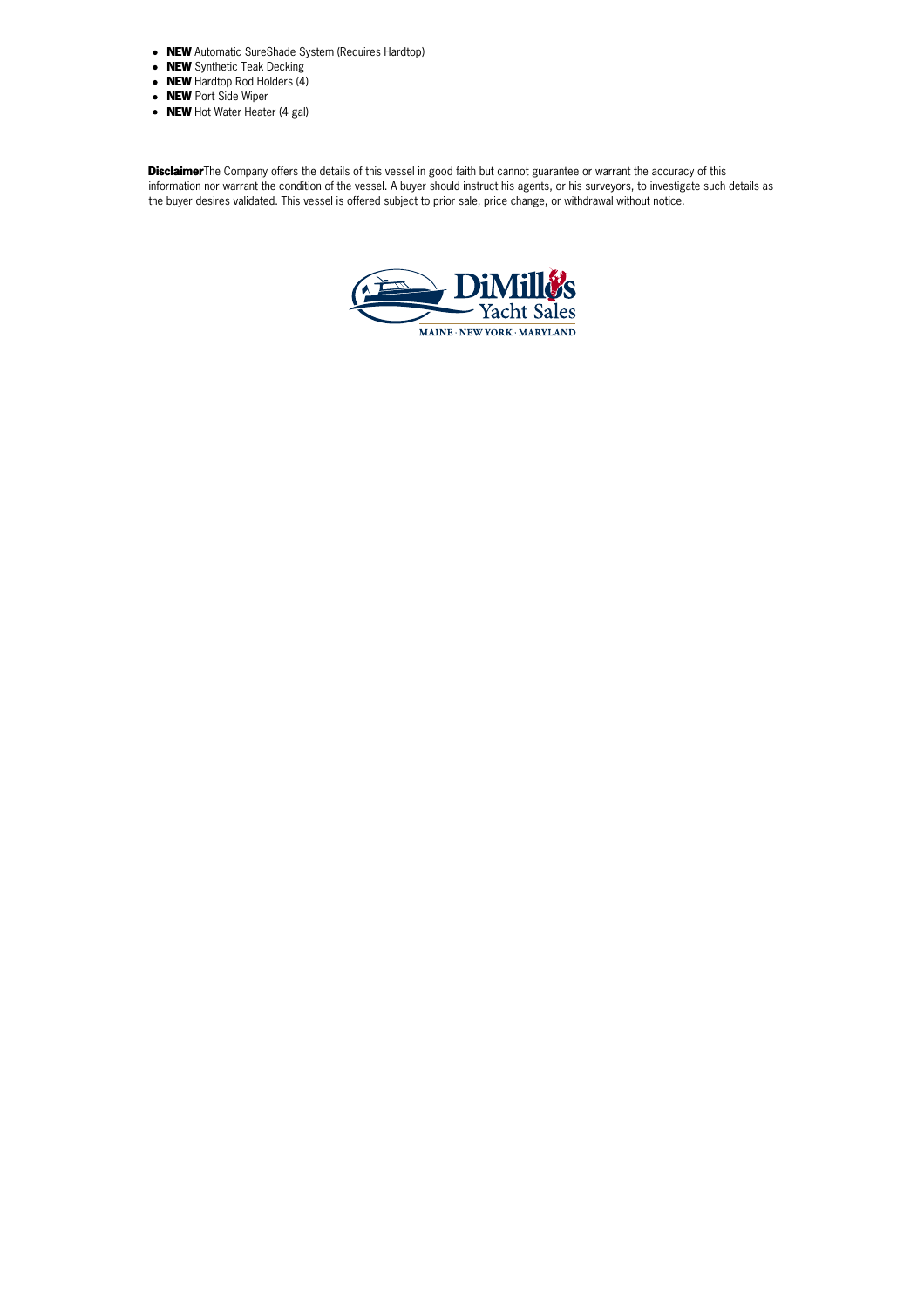- **NEW** Automatic SureShade System (Requires Hardtop)
- **NEW** Synthetic Teak Decking
- **NEW** Hardtop Rod Holders (4)
- **NEW** Port Side Wiper
- **NEW** Hot Water Heater (4 gal)

**Disclaimer**The Company offers the details of this vessel in good faith but cannot guarantee or warrant the accuracy of this information nor warrant the condition of the vessel. A buyer should instruct his agents, or his surveyors, to investigate such details as the buyer desires validated. This vessel is offered subject to prior sale, price change, or withdrawal without notice.

DiMillo's Yacht Sales
MAINE · NEW YORK · MARYLAND